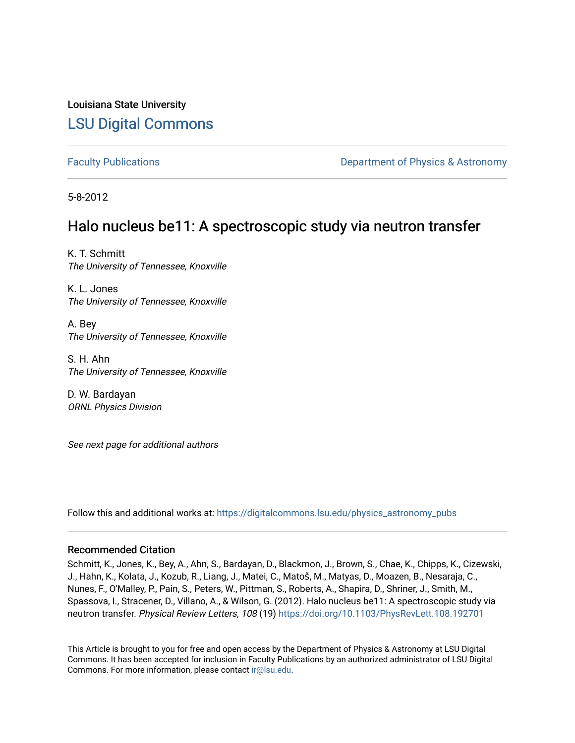Louisiana State University

# LSU Digital Commons

Faculty Publications

Department of Physics & Astronomy

5-8-2012

## Halo nucleus be11: A spectroscopic study via neutron transfer

K. T. Schmitt
*The University of Tennessee, Knoxville*

K. L. Jones
*The University of Tennessee, Knoxville*

A. Bey
*The University of Tennessee, Knoxville*

S. H. Ahn
*The University of Tennessee, Knoxville*

D. W. Bardayan
*ORNL Physics Division*

*See next page for additional authors*

Follow this and additional works at: https://digitalcommons.lsu.edu/physics_astronomy_pubs

### Recommended Citation

Schmitt, K., Jones, K., Bey, A., Ahn, S., Bardayan, D., Blackmon, J., Brown, S., Chae, K., Chipps, K., Cizewski, J., Hahn, K., Kolata, J., Kozub, R., Liang, J., Matei, C., Matoš, M., Matyas, D., Moazen, B., Nesaraja, C., Nunes, F., O'Malley, P., Pain, S., Peters, W., Pittman, S., Roberts, A., Shapira, D., Shriner, J., Smith, M., Spassova, I., Stracener, D., Villano, A., & Wilson, G. (2012). Halo nucleus be11: A spectroscopic study via neutron transfer. *Physical Review Letters, 108* (19) https://doi.org/10.1103/PhysRevLett.108.192701

This Article is brought to you for free and open access by the Department of Physics & Astronomy at LSU Digital Commons. It has been accepted for inclusion in Faculty Publications by an authorized administrator of LSU Digital Commons. For more information, please contact ir@lsu.edu.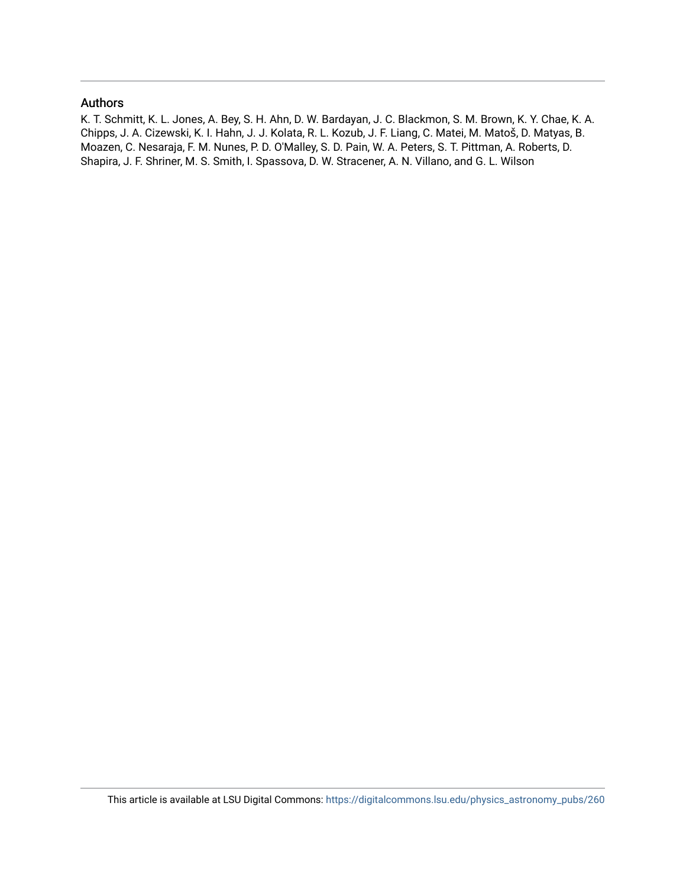## Authors

K. T. Schmitt, K. L. Jones, A. Bey, S. H. Ahn, D. W. Bardayan, J. C. Blackmon, S. M. Brown, K. Y. Chae, K. A. Chipps, J. A. Cizewski, K. I. Hahn, J. J. Kolata, R. L. Kozub, J. F. Liang, C. Matei, M. Matoš, D. Matyas, B. Moazen, C. Nesaraja, F. M. Nunes, P. D. O'Malley, S. D. Pain, W. A. Peters, S. T. Pittman, A. Roberts, D. Shapira, J. F. Shriner, M. S. Smith, I. Spassova, D. W. Stracener, A. N. Villano, and G. L. Wilson

This article is available at LSU Digital Commons: https://digitalcommons.lsu.edu/physics_astronomy_pubs/260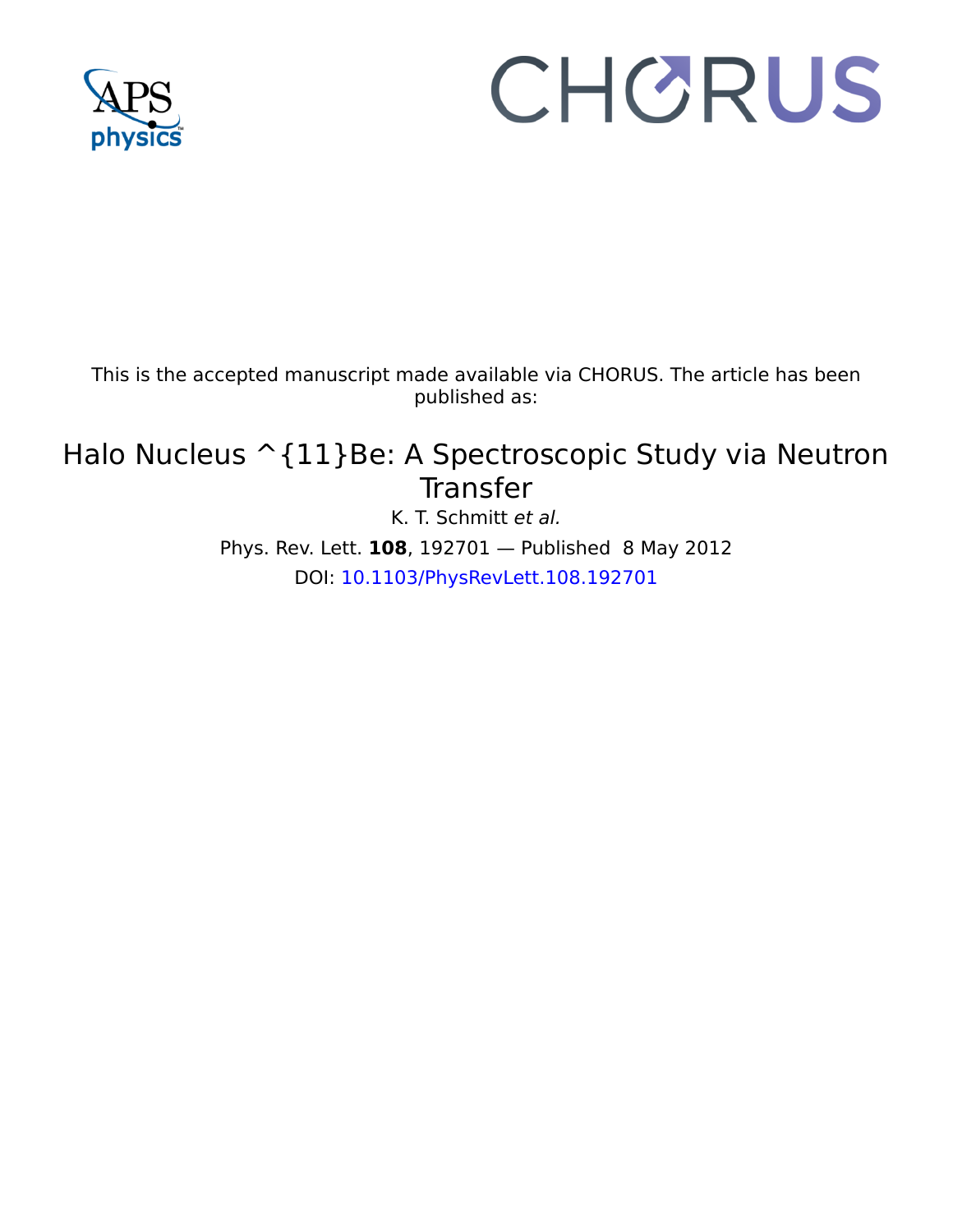This is the accepted manuscript made available via CHORUS. The article has been published as:

# Halo Nucleus ^{11}Be: A Spectroscopic Study via Neutron Transfer

K. T. Schmitt *et al.*

Phys. Rev. Lett. **108**, 192701 — Published 8 May 2012

DOI: 10.1103/PhysRevLett.108.192701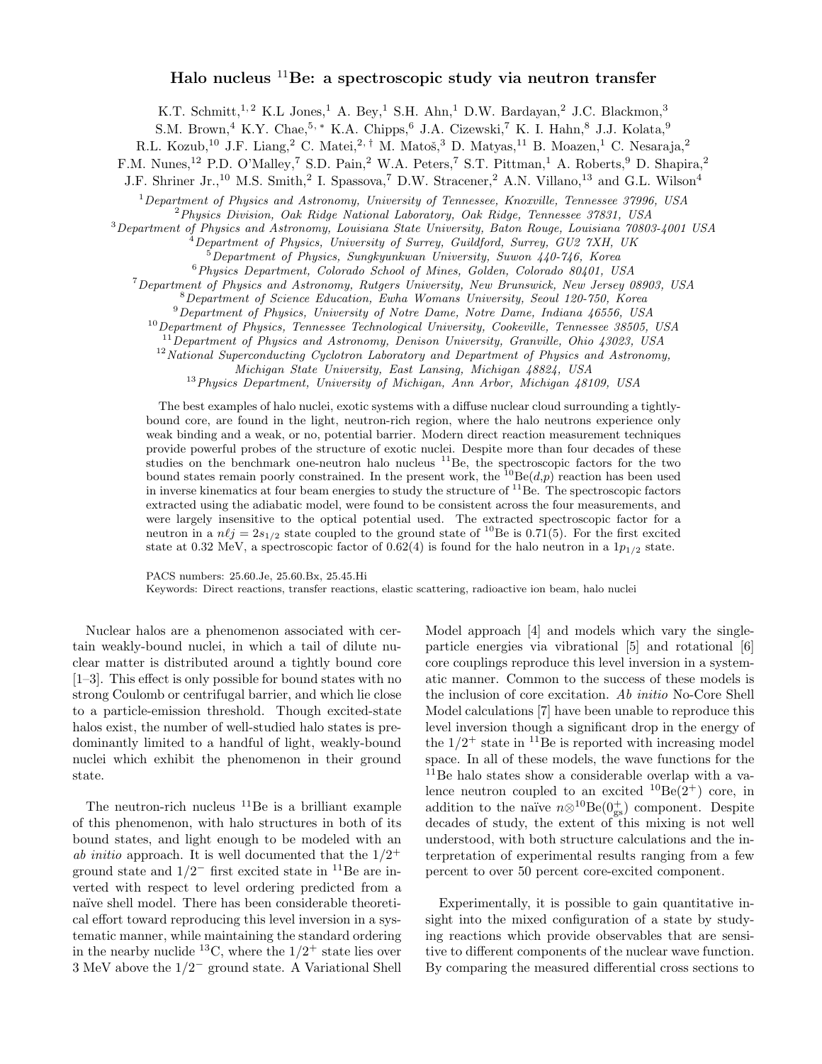# Halo nucleus $^{11}$Be: a spectroscopic study via neutron transfer

K.T. Schmitt,[1,2] K.L Jones,[1] A. Bey,[1] S.H. Ahn,[1] D.W. Bardayan,[2] J.C. Blackmon,[3] S.M. Brown,[4] K.Y. Chae,[5,*] K.A. Chipps,[6] J.A. Cizewski,[7] K. I. Hahn,[8] J.J. Kolata,[9] R.L. Kozub,[10] J.F. Liang,[2] C. Matei,[2,†] M. Matoš,[3] D. Matyas,[11] B. Moazen,[1] C. Nesaraja,[2] F.M. Nunes,[12] P.D. O'Malley,[7] S.D. Pain,[2] W.A. Peters,[7] S.T. Pittman,[1] A. Roberts,[9] D. Shapira,[2] J.F. Shriner Jr.,[10] M.S. Smith,[2] I. Spassova,[7] D.W. Stracener,[2] A.N. Villano,[13] and G.L. Wilson[4]

[1] *Department of Physics and Astronomy, University of Tennessee, Knoxville, Tennessee 37996, USA*
[2] *Physics Division, Oak Ridge National Laboratory, Oak Ridge, Tennessee 37831, USA*
[3] *Department of Physics and Astronomy, Louisiana State University, Baton Rouge, Louisiana 70803-4001 USA*
[4] *Department of Physics, University of Surrey, Guildford, Surrey, GU2 7XH, UK*
[5] *Department of Physics, Sungkyunkwan University, Suwon 440-746, Korea*
[6] *Physics Department, Colorado School of Mines, Golden, Colorado 80401, USA*
[7] *Department of Physics and Astronomy, Rutgers University, New Brunswick, New Jersey 08903, USA*
[8] *Department of Science Education, Ewha Womans University, Seoul 120-750, Korea*
[9] *Department of Physics, University of Notre Dame, Notre Dame, Indiana 46556, USA*
[10] *Department of Physics, Tennessee Technological University, Cookeville, Tennessee 38505, USA*
[11] *Department of Physics and Astronomy, Denison University, Granville, Ohio 43023, USA*
[12] *National Superconducting Cyclotron Laboratory and Department of Physics and Astronomy, Michigan State University, East Lansing, Michigan 48824, USA*
[13] *Physics Department, University of Michigan, Ann Arbor, Michigan 48109, USA*

The best examples of halo nuclei, exotic systems with a diffuse nuclear cloud surrounding a tightly-bound core, are found in the light, neutron-rich region, where the halo neutrons experience only weak binding and a weak, or no, potential barrier. Modern direct reaction measurement techniques provide powerful probes of the structure of exotic nuclei. Despite more than four decades of these studies on the benchmark one-neutron halo nucleus $^{11}$Be, the spectroscopic factors for the two bound states remain poorly constrained. In the present work, the $^{10}$Be($d$,$p$) reaction has been used in inverse kinematics at four beam energies to study the structure of $^{11}$Be. The spectroscopic factors extracted using the adiabatic model, were found to be consistent across the four measurements, and were largely insensitive to the optical potential used. The extracted spectroscopic factor for a neutron in a $n\ell j = 2s_{1/2}$ state coupled to the ground state of $^{10}$Be is 0.71(5). For the first excited state at 0.32 MeV, a spectroscopic factor of 0.62(4) is found for the halo neutron in a $1p_{1/2}$ state.

PACS numbers: 25.60.Je, 25.60.Bx, 25.45.Hi
Keywords: Direct reactions, transfer reactions, elastic scattering, radioactive ion beam, halo nuclei

Nuclear halos are a phenomenon associated with certain weakly-bound nuclei, in which a tail of dilute nuclear matter is distributed around a tightly bound core [1–3]. This effect is only possible for bound states with no strong Coulomb or centrifugal barrier, and which lie close to a particle-emission threshold. Though excited-state halos exist, the number of well-studied halo states is predominantly limited to a handful of light, weakly-bound nuclei which exhibit the phenomenon in their ground state.

The neutron-rich nucleus $^{11}$Be is a brilliant example of this phenomenon, with halo structures in both of its bound states, and light enough to be modeled with an *ab initio* approach. It is well documented that the $1/2^+$ ground state and $1/2^-$ first excited state in $^{11}$Be are inverted with respect to level ordering predicted from a naïve shell model. There has been considerable theoretical effort toward reproducing this level inversion in a systematic manner, while maintaining the standard ordering in the nearby nuclide $^{13}$C, where the $1/2^+$ state lies over 3 MeV above the $1/2^-$ ground state. A Variational Shell Model approach [4] and models which vary the single-particle energies via vibrational [5] and rotational [6] core couplings reproduce this level inversion in a systematic manner. Common to the success of these models is the inclusion of core excitation. *Ab initio* No-Core Shell Model calculations [7] have been unable to reproduce this level inversion though a significant drop in the energy of the $1/2^+$ state in $^{11}$Be is reported with increasing model space. In all of these models, the wave functions for the $^{11}$Be halo states show a considerable overlap with a valence neutron coupled to an excited $^{10}$Be($2^+$) core, in addition to the naïve $n{\otimes}^{10}$Be($0^+_{\rm gs}$) component. Despite decades of study, the extent of this mixing is not well understood, with both structure calculations and the interpretation of experimental results ranging from a few percent to over 50 percent core-excited component.

Experimentally, it is possible to gain quantitative insight into the mixed configuration of a state by studying reactions which provide observables that are sensitive to different components of the nuclear wave function. By comparing the measured differential cross sections to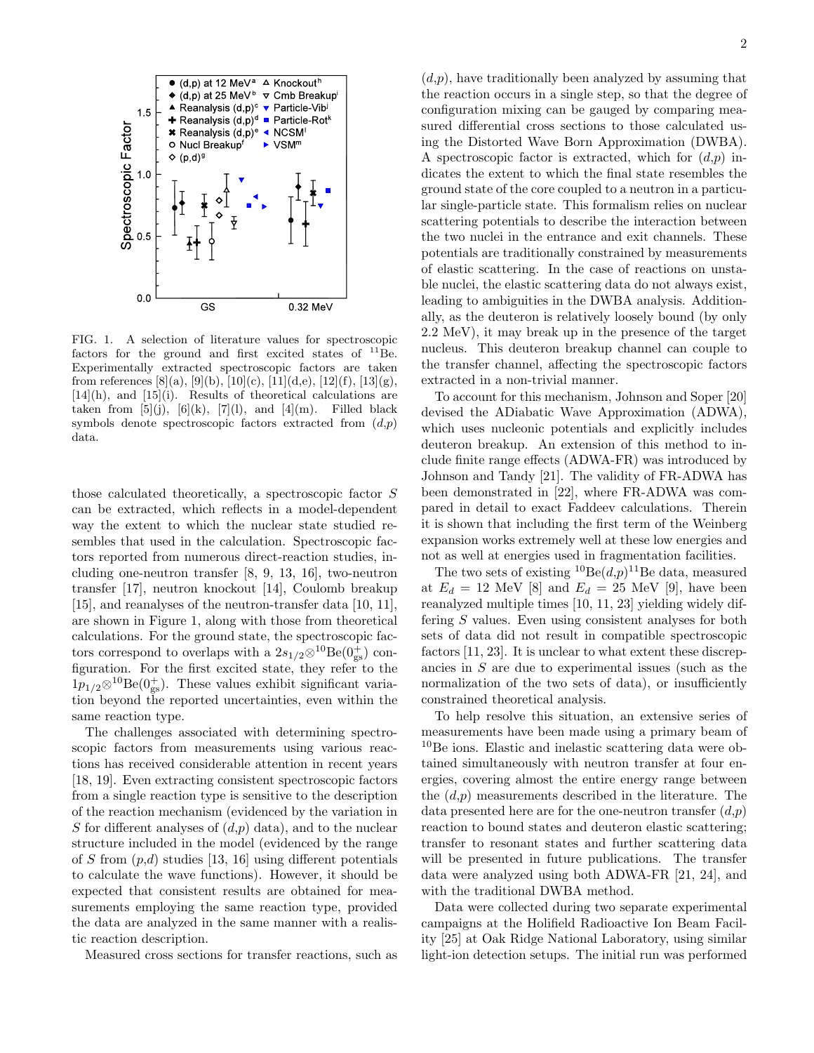FIG. 1. A selection of literature values for spectroscopic factors for the ground and first excited states of $^{11}$Be. Experimentally extracted spectroscopic factors are taken from references [8](a), [9](b), [10](c), [11](d,e), [12](f), [13](g), [14](h), and [15](i). Results of theoretical calculations are taken from [5](j), [6](k), [7](l), and [4](m). Filled black symbols denote spectroscopic factors extracted from ($d$,$p$) data.

those calculated theoretically, a spectroscopic factor $S$ can be extracted, which reflects in a model-dependent way the extent to which the nuclear state studied resembles that used in the calculation. Spectroscopic factors reported from numerous direct-reaction studies, including one-neutron transfer [8, 9, 13, 16], two-neutron transfer [17], neutron knockout [14], Coulomb breakup [15], and reanalyses of the neutron-transfer data [10, 11], are shown in Figure 1, along with those from theoretical calculations. For the ground state, the spectroscopic factors correspond to overlaps with a $2s_{1/2}\otimes^{10}\text{Be}(0^+_{\text{gs}})$ configuration. For the first excited state, they refer to the $1p_{1/2}\otimes^{10}\text{Be}(0^+_{\text{gs}})$. These values exhibit significant variation beyond the reported uncertainties, even within the same reaction type.

The challenges associated with determining spectroscopic factors from measurements using various reactions has received considerable attention in recent years [18, 19]. Even extracting consistent spectroscopic factors from a single reaction type is sensitive to the description of the reaction mechanism (evidenced by the variation in $S$ for different analyses of ($d$,$p$) data), and to the nuclear structure included in the model (evidenced by the range of $S$ from ($p$,$d$) studies [13, 16] using different potentials to calculate the wave functions). However, it should be expected that consistent results are obtained for measurements employing the same reaction type, provided the data are analyzed in the same manner with a realistic reaction description.

Measured cross sections for transfer reactions, such as ($d$,$p$), have traditionally been analyzed by assuming that the reaction occurs in a single step, so that the degree of configuration mixing can be gauged by comparing measured differential cross sections to those calculated using the Distorted Wave Born Approximation (DWBA). A spectroscopic factor is extracted, which for ($d$,$p$) indicates the extent to which the final state resembles the ground state of the core coupled to a neutron in a particular single-particle state. This formalism relies on nuclear scattering potentials to describe the interaction between the two nuclei in the entrance and exit channels. These potentials are traditionally constrained by measurements of elastic scattering. In the case of reactions on unstable nuclei, the elastic scattering data do not always exist, leading to ambiguities in the DWBA analysis. Additionally, as the deuteron is relatively loosely bound (by only 2.2 MeV), it may break up in the presence of the target nucleus. This deuteron breakup channel can couple to the transfer channel, affecting the spectroscopic factors extracted in a non-trivial manner.

To account for this mechanism, Johnson and Soper [20] devised the ADiabatic Wave Approximation (ADWA), which uses nucleonic potentials and explicitly includes deuteron breakup. An extension of this method to include finite range effects (ADWA-FR) was introduced by Johnson and Tandy [21]. The validity of FR-ADWA has been demonstrated in [22], where FR-ADWA was compared in detail to exact Faddeev calculations. Therein it is shown that including the first term of the Weinberg expansion works extremely well at these low energies and not as well at energies used in fragmentation facilities.

The two sets of existing $^{10}$Be($d$,$p$)$^{11}$Be data, measured at $E_d$ = 12 MeV [8] and $E_d$ = 25 MeV [9], have been reanalyzed multiple times [10, 11, 23] yielding widely differing $S$ values. Even using consistent analyses for both sets of data did not result in compatible spectroscopic factors [11, 23]. It is unclear to what extent these discrepancies in $S$ are due to experimental issues (such as the normalization of the two sets of data), or insufficiently constrained theoretical analysis.

To help resolve this situation, an extensive series of measurements have been made using a primary beam of $^{10}$Be ions. Elastic and inelastic scattering data were obtained simultaneously with neutron transfer at four energies, covering almost the entire energy range between the ($d$,$p$) measurements described in the literature. The data presented here are for the one-neutron transfer ($d$,$p$) reaction to bound states and deuteron elastic scattering; transfer to resonant states and further scattering data will be presented in future publications. The transfer data were analyzed using both ADWA-FR [21, 24], and with the traditional DWBA method.

Data were collected during two separate experimental campaigns at the Holifield Radioactive Ion Beam Facility [25] at Oak Ridge National Laboratory, using similar light-ion detection setups. The initial run was performed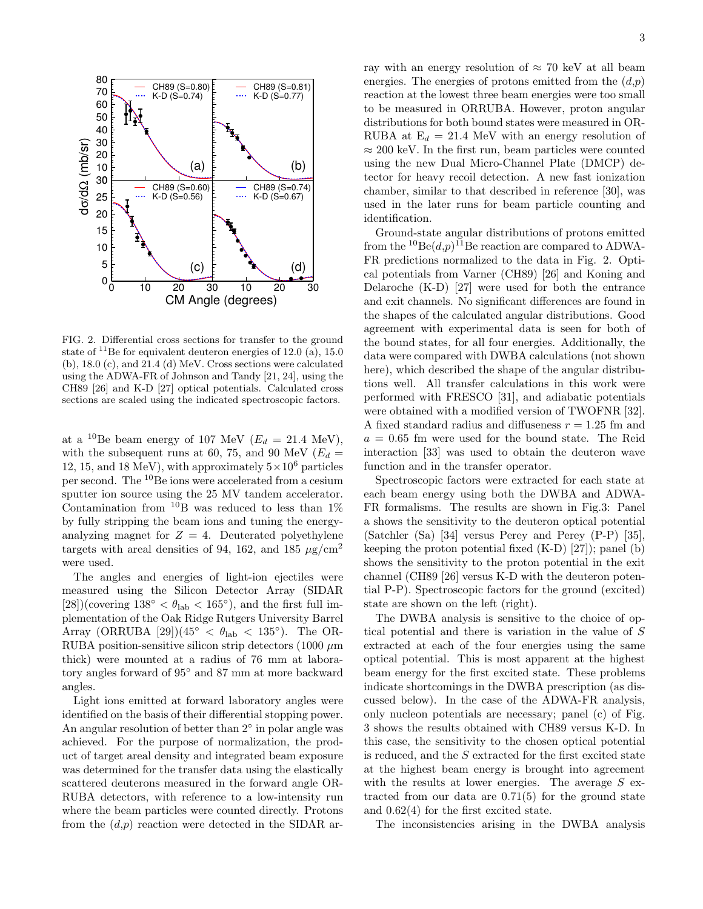FIG. 2. Differential cross sections for transfer to the ground state of $^{11}$Be for equivalent deuteron energies of 12.0 (a), 15.0 (b), 18.0 (c), and 21.4 (d) MeV. Cross sections were calculated using the ADWA-FR of Johnson and Tandy [21, 24], using the CH89 [26] and K-D [27] optical potentials. Calculated cross sections are scaled using the indicated spectroscopic factors.

at a $^{10}$Be beam energy of 107 MeV ($E_d$ = 21.4 MeV), with the subsequent runs at 60, 75, and 90 MeV ($E_d$ = 12, 15, and 18 MeV), with approximately $5\times10^6$ particles per second. The $^{10}$Be ions were accelerated from a cesium sputter ion source using the 25 MV tandem accelerator. Contamination from $^{10}$B was reduced to less than 1% by fully stripping the beam ions and tuning the energy-analyzing magnet for $Z = 4$. Deuterated polyethylene targets with areal densities of 94, 162, and 185 $\mu$g/cm$^2$ were used.

The angles and energies of light-ion ejectiles were measured using the Silicon Detector Array (SIDAR [28])(covering $138^\circ < \theta_{\rm lab} < 165^\circ$), and the first full implementation of the Oak Ridge Rutgers University Barrel Array (ORRUBA [29])($45^\circ < \theta_{\rm lab} < 135^\circ$). The ORRUBA position-sensitive silicon strip detectors (1000 $\mu$m thick) were mounted at a radius of 76 mm at laboratory angles forward of 95° and 87 mm at more backward angles.

Light ions emitted at forward laboratory angles were identified on the basis of their differential stopping power. An angular resolution of better than 2° in polar angle was achieved. For the purpose of normalization, the product of target areal density and integrated beam exposure was determined for the transfer data using the elastically scattered deuterons measured in the forward angle ORRUBA detectors, with reference to a low-intensity run where the beam particles were counted directly. Protons from the ($d$,$p$) reaction were detected in the SIDAR array with an energy resolution of $\approx$ 70 keV at all beam energies. The energies of protons emitted from the ($d$,$p$) reaction at the lowest three beam energies were too small to be measured in ORRUBA. However, proton angular distributions for both bound states were measured in ORRUBA at $E_d$ = 21.4 MeV with an energy resolution of $\approx$ 200 keV. In the first run, beam particles were counted using the new Dual Micro-Channel Plate (DMCP) detector for heavy recoil detection. A new fast ionization chamber, similar to that described in reference [30], was used in the later runs for beam particle counting and identification.

Ground-state angular distributions of protons emitted from the $^{10}$Be($d$,$p$)$^{11}$Be reaction are compared to ADWA-FR predictions normalized to the data in Fig. 2. Optical potentials from Varner (CH89) [26] and Koning and Delaroche (K-D) [27] were used for both the entrance and exit channels. No significant differences are found in the shapes of the calculated angular distributions. Good agreement with experimental data is seen for both of the bound states, for all four energies. Additionally, the data were compared with DWBA calculations (not shown here), which described the shape of the angular distributions well. All transfer calculations in this work were performed with FRESCO [31], and adiabatic potentials were obtained with a modified version of TWOFNR [32]. A fixed standard radius and diffuseness $r$ = 1.25 fm and $a$ = 0.65 fm were used for the bound state. The Reid interaction [33] was used to obtain the deuteron wave function and in the transfer operator.

Spectroscopic factors were extracted for each state at each beam energy using both the DWBA and ADWA-FR formalisms. The results are shown in Fig.3: Panel a shows the sensitivity to the deuteron optical potential (Satchler (Sa) [34] versus Perey and Perey (P-P) [35], keeping the proton potential fixed (K-D) [27]); panel (b) shows the sensitivity to the proton potential in the exit channel (CH89 [26] versus K-D with the deuteron potential P-P). Spectroscopic factors for the ground (excited) state are shown on the left (right).

The DWBA analysis is sensitive to the choice of optical potential and there is variation in the value of $S$ extracted at each of the four energies using the same optical potential. This is most apparent at the highest beam energy for the first excited state. These problems indicate shortcomings in the DWBA prescription (as discussed below). In the case of the ADWA-FR analysis, only nucleon potentials are necessary; panel (c) of Fig. 3 shows the results obtained with CH89 versus K-D. In this case, the sensitivity to the chosen optical potential is reduced, and the $S$ extracted for the first excited state at the highest beam energy is brought into agreement with the results at lower energies. The average $S$ extracted from our data are 0.71(5) for the ground state and 0.62(4) for the first excited state.

The inconsistencies arising in the DWBA analysis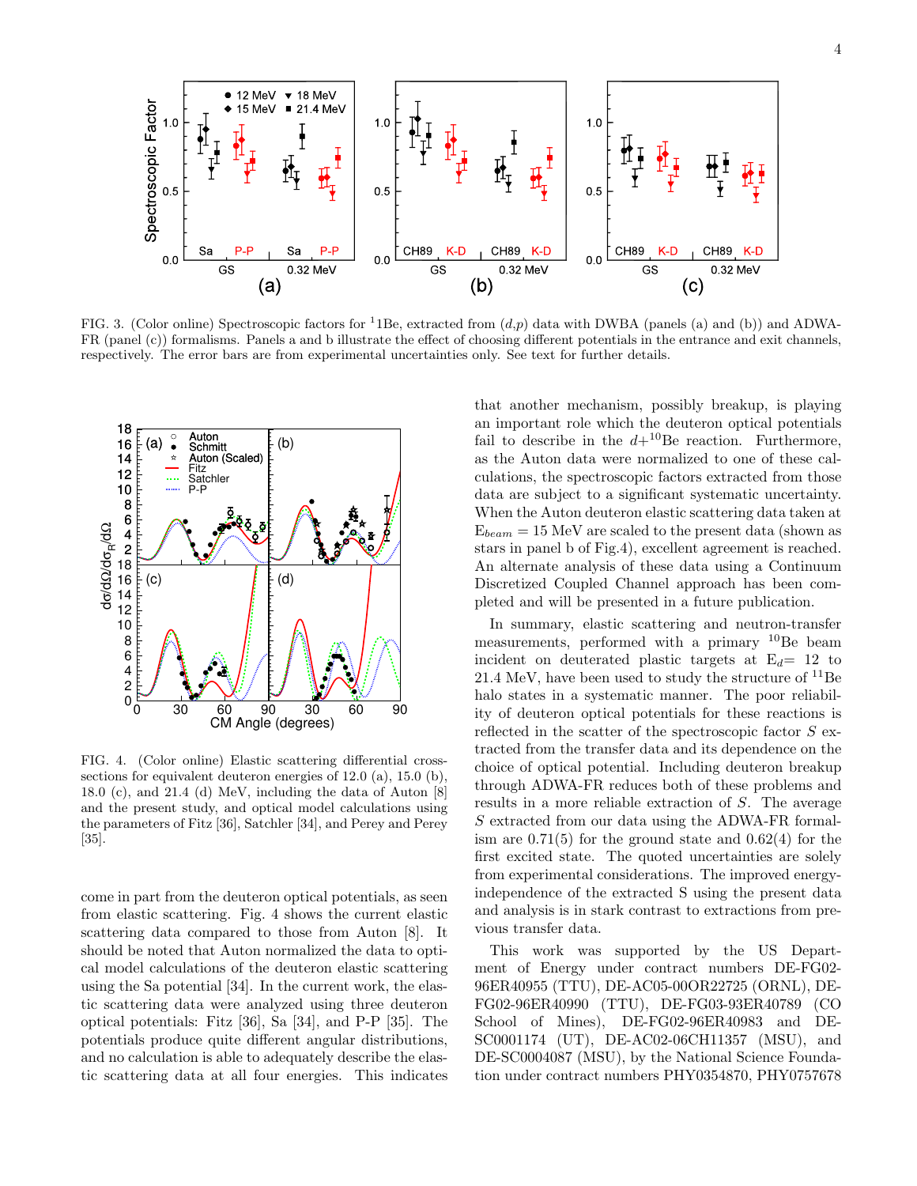FIG. 3. (Color online) Spectroscopic factors for $^{11}$1Be, extracted from ($d$,$p$) data with DWBA (panels (a) and (b)) and ADWA-FR (panel (c)) formalisms. Panels a and b illustrate the effect of choosing different potentials in the entrance and exit channels, respectively. The error bars are from experimental uncertainties only. See text for further details.

FIG. 4. (Color online) Elastic scattering differential cross-sections for equivalent deuteron energies of 12.0 (a), 15.0 (b), 18.0 (c), and 21.4 (d) MeV, including the data of Auton [8] and the present study, and optical model calculations using the parameters of Fitz [36], Satchler [34], and Perey and Perey [35].

come in part from the deuteron optical potentials, as seen from elastic scattering. Fig. 4 shows the current elastic scattering data compared to those from Auton [8]. It should be noted that Auton normalized the data to optical model calculations of the deuteron elastic scattering using the Sa potential [34]. In the current work, the elastic scattering data were analyzed using three deuteron optical potentials: Fitz [36], Sa [34], and P-P [35]. The potentials produce quite different angular distributions, and no calculation is able to adequately describe the elastic scattering data at all four energies. This indicates that another mechanism, possibly breakup, is playing an important role which the deuteron optical potentials fail to describe in the $d$+$^{10}$Be reaction. Furthermore, as the Auton data were normalized to one of these calculations, the spectroscopic factors extracted from those data are subject to a significant systematic uncertainty. When the Auton deuteron elastic scattering data taken at $E_{beam} = 15$ MeV are scaled to the present data (shown as stars in panel b of Fig.4), excellent agreement is reached. An alternate analysis of these data using a Continuum Discretized Coupled Channel approach has been completed and will be presented in a future publication.

In summary, elastic scattering and neutron-transfer measurements, performed with a primary $^{10}$Be beam incident on deuterated plastic targets at $E_d = 12$ to 21.4 MeV, have been used to study the structure of $^{11}$Be halo states in a systematic manner. The poor reliability of deuteron optical potentials for these reactions is reflected in the scatter of the spectroscopic factor $S$ extracted from the transfer data and its dependence on the choice of optical potential. Including deuteron breakup through ADWA-FR reduces both of these problems and results in a more reliable extraction of $S$. The average $S$ extracted from our data using the ADWA-FR formalism are 0.71(5) for the ground state and 0.62(4) for the first excited state. The quoted uncertainties are solely from experimental considerations. The improved energy-independence of the extracted S using the present data and analysis is in stark contrast to extractions from previous transfer data.

This work was supported by the US Department of Energy under contract numbers DE-FG02-96ER40955 (TTU), DE-AC05-00OR22725 (ORNL), DE-FG02-96ER40990 (TTU), DE-FG03-93ER40789 (CO School of Mines), DE-FG02-96ER40983 and DE-SC0001174 (UT), DE-AC02-06CH11357 (MSU), and DE-SC0004087 (MSU), by the National Science Foundation under contract numbers PHY0354870, PHY0757678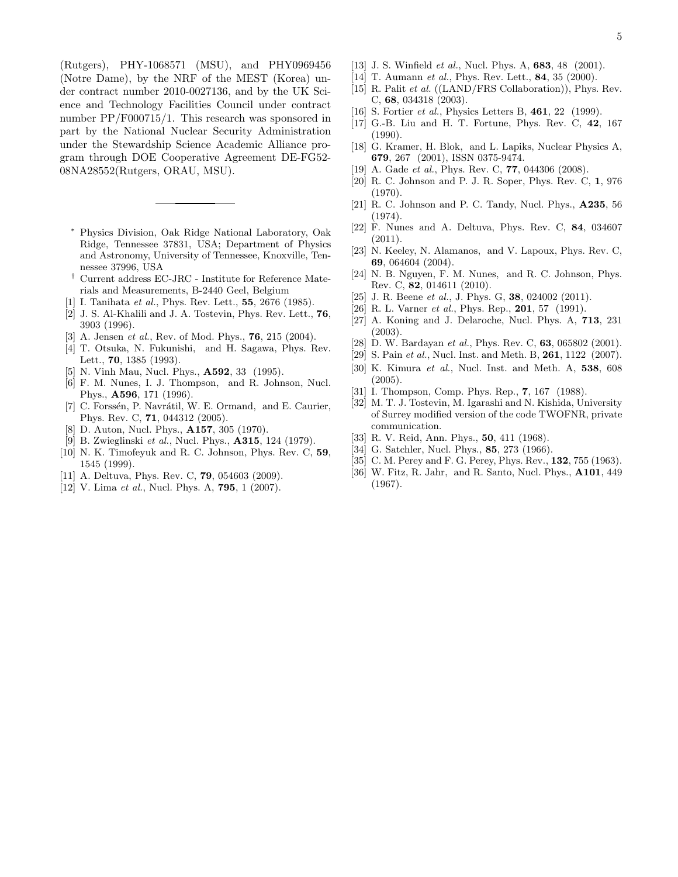(Rutgers), PHY-1068571 (MSU), and PHY0969456 (Notre Dame), by the NRF of the MEST (Korea) under contract number 2010-0027136, and by the UK Science and Technology Facilities Council under contract number PP/F000715/1. This research was sponsored in part by the National Nuclear Security Administration under the Stewardship Science Academic Alliance program through DOE Cooperative Agreement DE-FG52-08NA28552(Rutgers, ORAU, MSU).

---

[*] Physics Division, Oak Ridge National Laboratory, Oak Ridge, Tennessee 37831, USA; Department of Physics and Astronomy, University of Tennessee, Knoxville, Tennessee 37996, USA

[†] Current address EC-JRC - Institute for Reference Materials and Measurements, B-2440 Geel, Belgium

[1] I. Tanihata *et al.*, Phys. Rev. Lett., **55**, 2676 (1985).

[2] J. S. Al-Khalili and J. A. Tostevin, Phys. Rev. Lett., **76**, 3903 (1996).

[3] A. Jensen *et al.*, Rev. of Mod. Phys., **76**, 215 (2004).

[4] T. Otsuka, N. Fukunishi, and H. Sagawa, Phys. Rev. Lett., **70**, 1385 (1993).

[5] N. Vinh Mau, Nucl. Phys., **A592**, 33 (1995).

[6] F. M. Nunes, I. J. Thompson, and R. Johnson, Nucl. Phys., **A596**, 171 (1996).

[7] C. Forssén, P. Navrátil, W. E. Ormand, and E. Caurier, Phys. Rev. C, **71**, 044312 (2005).

[8] D. Auton, Nucl. Phys., **A157**, 305 (1970).

[9] B. Zwieglinski *et al.*, Nucl. Phys., **A315**, 124 (1979).

[10] N. K. Timofeyuk and R. C. Johnson, Phys. Rev. C, **59**, 1545 (1999).

[11] A. Deltuva, Phys. Rev. C, **79**, 054603 (2009).

[12] V. Lima *et al.*, Nucl. Phys. A, **795**, 1 (2007).

[13] J. S. Winfield *et al.*, Nucl. Phys. A, **683**, 48 (2001).

[14] T. Aumann *et al.*, Phys. Rev. Lett., **84**, 35 (2000).

[15] R. Palit *et al.* ((LAND/FRS Collaboration)), Phys. Rev. C, **68**, 034318 (2003).

[16] S. Fortier *et al.*, Physics Letters B, **461**, 22 (1999).

[17] G.-B. Liu and H. T. Fortune, Phys. Rev. C, **42**, 167 (1990).

[18] G. Kramer, H. Blok, and L. Lapiks, Nuclear Physics A, **679**, 267 (2001), ISSN 0375-9474.

[19] A. Gade *et al.*, Phys. Rev. C, **77**, 044306 (2008).

[20] R. C. Johnson and P. J. R. Soper, Phys. Rev. C, **1**, 976 (1970).

[21] R. C. Johnson and P. C. Tandy, Nucl. Phys., **A235**, 56 (1974).

[22] F. Nunes and A. Deltuva, Phys. Rev. C, **84**, 034607 (2011).

[23] N. Keeley, N. Alamanos, and V. Lapoux, Phys. Rev. C, **69**, 064604 (2004).

[24] N. B. Nguyen, F. M. Nunes, and R. C. Johnson, Phys. Rev. C, **82**, 014611 (2010).

[25] J. R. Beene *et al.*, J. Phys. G, **38**, 024002 (2011).

[26] R. L. Varner *et al.*, Phys. Rep., **201**, 57 (1991).

[27] A. Koning and J. Delaroche, Nucl. Phys. A, **713**, 231 (2003).

[28] D. W. Bardayan *et al.*, Phys. Rev. C, **63**, 065802 (2001).

[29] S. Pain *et al.*, Nucl. Inst. and Meth. B, **261**, 1122 (2007).

[30] K. Kimura *et al.*, Nucl. Inst. and Meth. A, **538**, 608 (2005).

[31] I. Thompson, Comp. Phys. Rep., **7**, 167 (1988).

[32] M. T. J. Tostevin, M. Igarashi and N. Kishida, University of Surrey modified version of the code TWOFNR, private communication.

[33] R. V. Reid, Ann. Phys., **50**, 411 (1968).

[34] G. Satchler, Nucl. Phys., **85**, 273 (1966).

[35] C. M. Perey and F. G. Perey, Phys. Rev., **132**, 755 (1963).

[36] W. Fitz, R. Jahr, and R. Santo, Nucl. Phys., **A101**, 449 (1967).